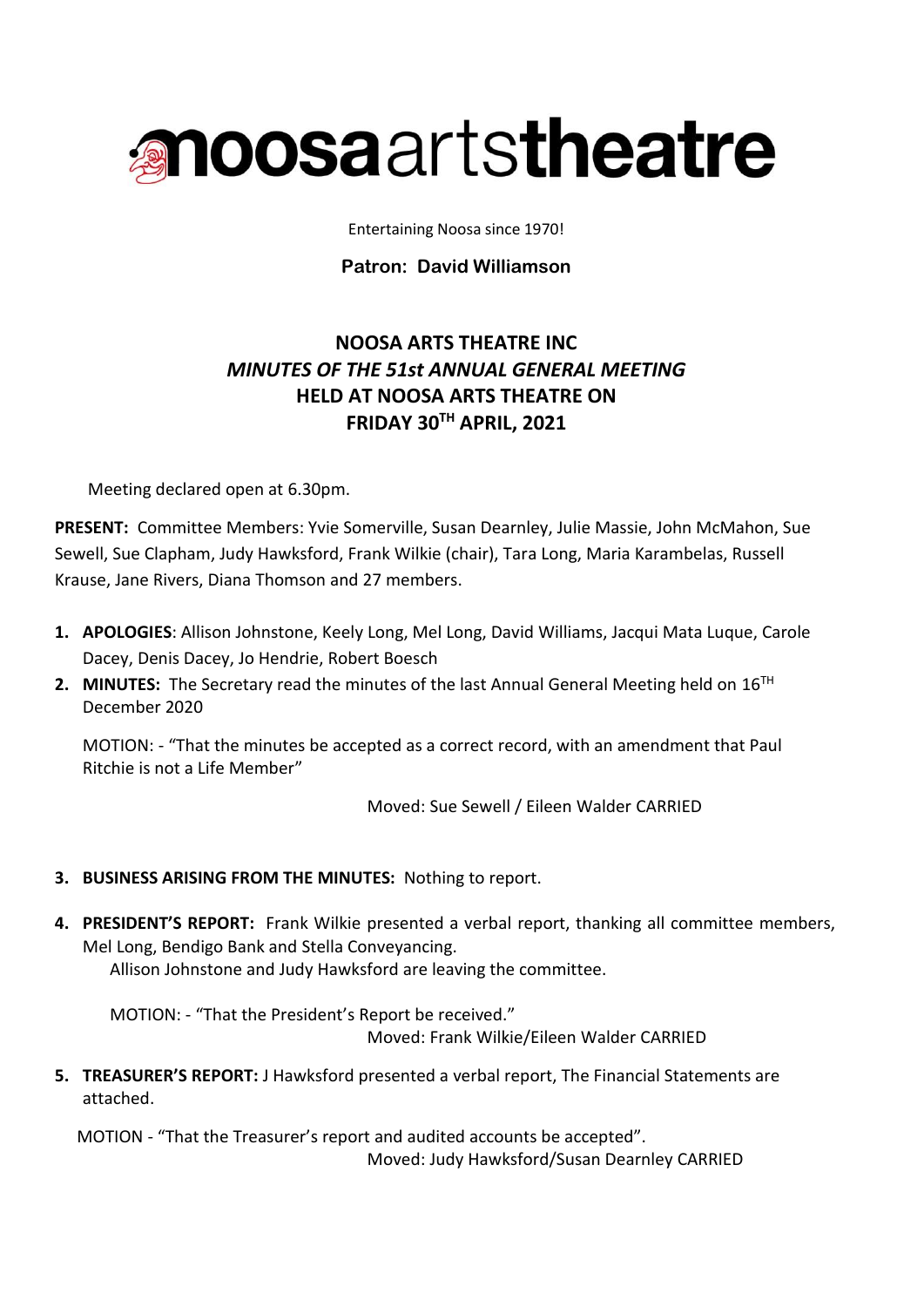# noosaartstheatre

Entertaining Noosa since 1970!

**Patron: David Williamson**

## NOOSA ARTS THEATRE INC
## *MINUTES OF THE 51st ANNUAL GENERAL MEETING*
## HELD AT NOOSA ARTS THEATRE ON
## FRIDAY 30TH APRIL, 2021

Meeting declared open at 6.30pm.

**PRESENT:** Committee Members: Yvie Somerville, Susan Dearnley, Julie Massie, John McMahon, Sue Sewell, Sue Clapham, Judy Hawksford, Frank Wilkie (chair), Tara Long, Maria Karambelas, Russell Krause, Jane Rivers, Diana Thomson and 27 members.

1. **APOLOGIES**: Allison Johnstone, Keely Long, Mel Long, David Williams, Jacqui Mata Luque, Carole Dacey, Denis Dacey, Jo Hendrie, Robert Boesch
2. **MINUTES:** The Secretary read the minutes of the last Annual General Meeting held on 16TH December 2020

   MOTION: - "That the minutes be accepted as a correct record, with an amendment that Paul Ritchie is not a Life Member"

   Moved: Sue Sewell / Eileen Walder CARRIED

3. **BUSINESS ARISING FROM THE MINUTES:** Nothing to report.
4. **PRESIDENT'S REPORT:** Frank Wilkie presented a verbal report, thanking all committee members, Mel Long, Bendigo Bank and Stella Conveyancing.
   Allison Johnstone and Judy Hawksford are leaving the committee.

   MOTION: - "That the President's Report be received."
   Moved: Frank Wilkie/Eileen Walder CARRIED

5. **TREASURER'S REPORT:** J Hawksford presented a verbal report, The Financial Statements are attached.

   MOTION - "That the Treasurer's report and audited accounts be accepted".
   Moved: Judy Hawksford/Susan Dearnley CARRIED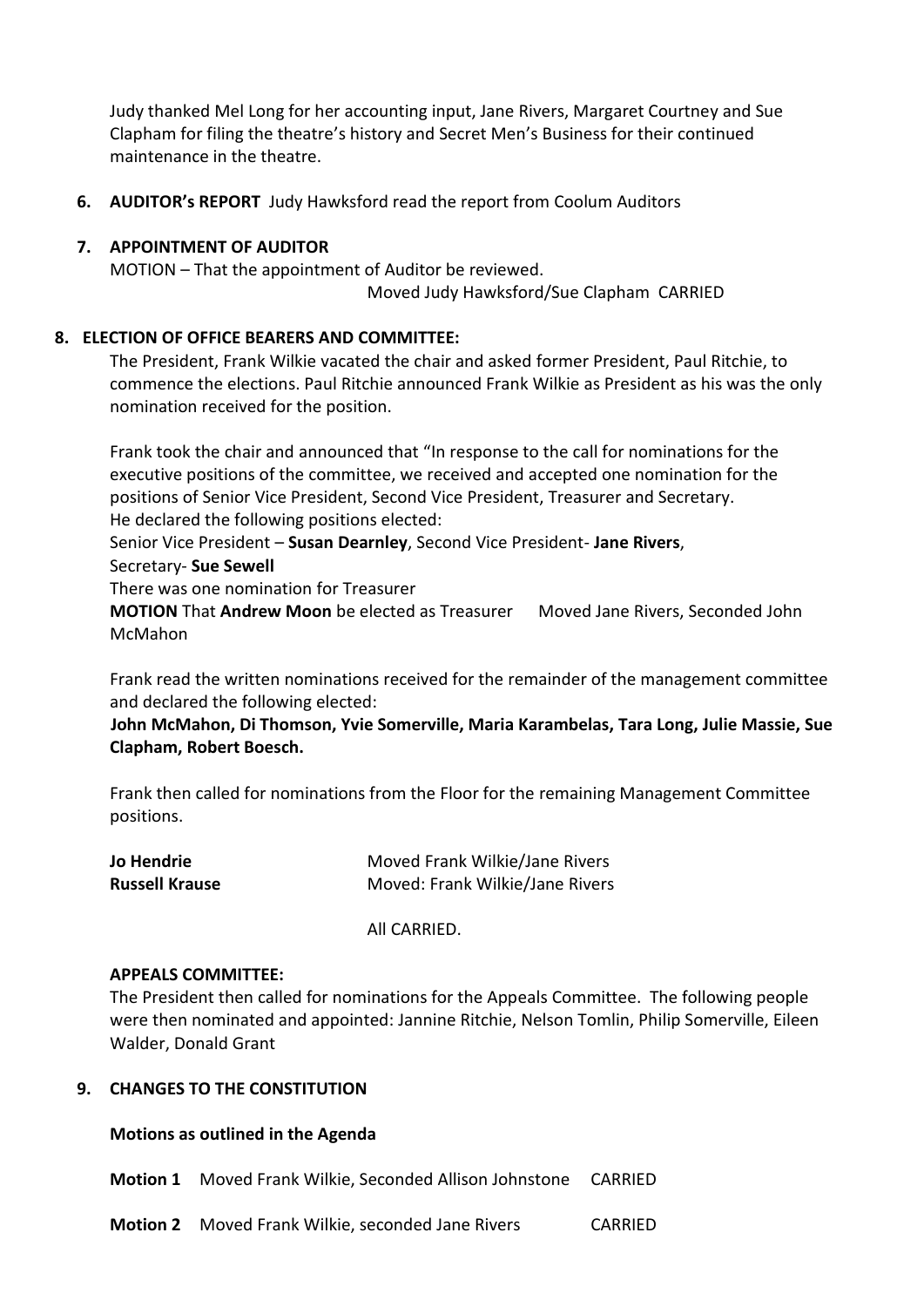Judy thanked Mel Long for her accounting input, Jane Rivers, Margaret Courtney and Sue Clapham for filing the theatre's history and Secret Men's Business for their continued maintenance in the theatre.

**6. AUDITOR's REPORT** Judy Hawksford read the report from Coolum Auditors

**7. APPOINTMENT OF AUDITOR**

MOTION – That the appointment of Auditor be reviewed.

Moved Judy Hawksford/Sue Clapham CARRIED

**8. ELECTION OF OFFICE BEARERS AND COMMITTEE:**

The President, Frank Wilkie vacated the chair and asked former President, Paul Ritchie, to commence the elections. Paul Ritchie announced Frank Wilkie as President as his was the only nomination received for the position.

Frank took the chair and announced that "In response to the call for nominations for the executive positions of the committee, we received and accepted one nomination for the positions of Senior Vice President, Second Vice President, Treasurer and Secretary.
He declared the following positions elected:
Senior Vice President – **Susan Dearnley**, Second Vice President- **Jane Rivers**,
Secretary- **Sue Sewell**
There was one nomination for Treasurer
**MOTION** That **Andrew Moon** be elected as Treasurer     Moved Jane Rivers, Seconded John McMahon

Frank read the written nominations received for the remainder of the management committee and declared the following elected:
**John McMahon, Di Thomson, Yvie Somerville, Maria Karambelas, Tara Long, Julie Massie, Sue Clapham, Robert Boesch.**

Frank then called for nominations from the Floor for the remaining Management Committee positions.

| | |
|---|---|
| **Jo Hendrie** | Moved Frank Wilkie/Jane Rivers |
| **Russell Krause** | Moved: Frank Wilkie/Jane Rivers |

All CARRIED.

**APPEALS COMMITTEE:**

The President then called for nominations for the Appeals Committee. The following people were then nominated and appointed: Jannine Ritchie, Nelson Tomlin, Philip Somerville, Eileen Walder, Donald Grant

**9. CHANGES TO THE CONSTITUTION**

**Motions as outlined in the Agenda**

| | | |
|---|---|---|
| **Motion 1** | Moved Frank Wilkie, Seconded Allison Johnstone | CARRIED |
| **Motion 2** | Moved Frank Wilkie, seconded Jane Rivers | CARRIED |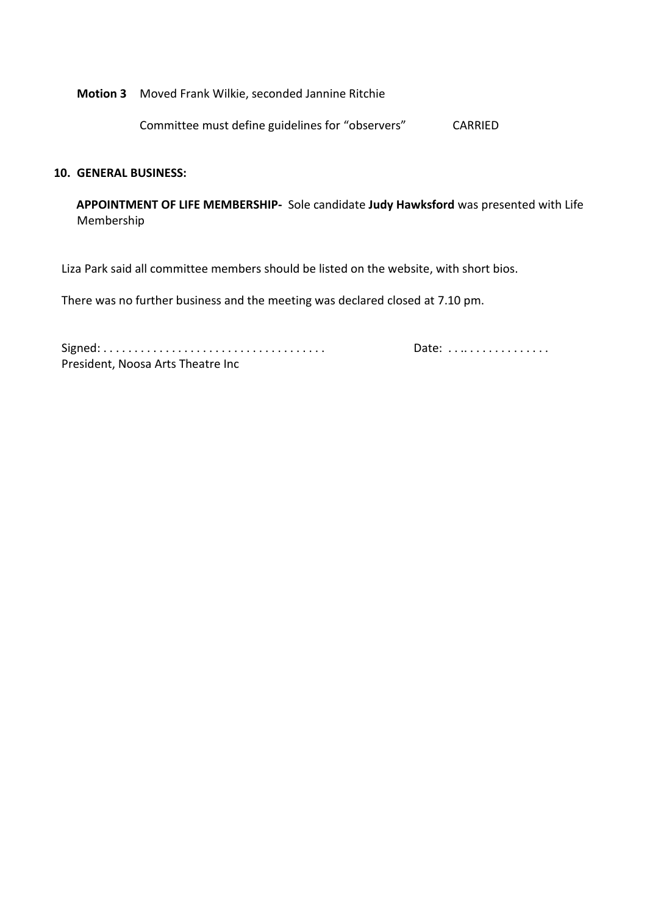**Motion 3** Moved Frank Wilkie, seconded Jannine Ritchie

Committee must define guidelines for "observers" CARRIED

**10. GENERAL BUSINESS:**

**APPOINTMENT OF LIFE MEMBERSHIP-** Sole candidate **Judy Hawksford** was presented with Life Membership

Liza Park said all committee members should be listed on the website, with short bios.

There was no further business and the meeting was declared closed at 7.10 pm.

Signed: . . . . . . . . . . . . . . . . . . . . . . . . . . . . . . . . . . . Date: . . .. . . . . . . . . . . . . .

President, Noosa Arts Theatre Inc